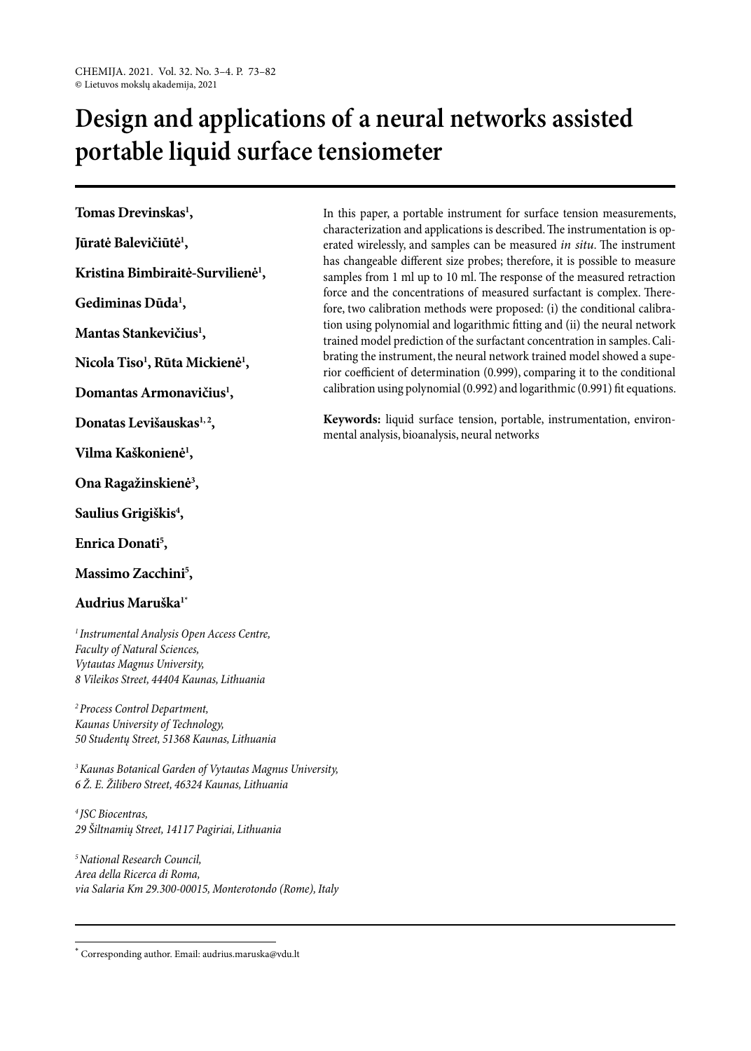# Design and applications of a neural networks assisted portable liquid surface tensiometer

**Tomas Drevinskas[1],**

**Jūratė Balevičiūtė[1],**

**Kristina Bimbiraitė-Survilienė[1],**

**Gediminas Dūda[1],**

**Mantas Stankevičius[1],**

**Nicola Tiso[1], Rūta Mickienė[1],**

**Domantas Armonavičius[1],**

**Donatas Levišauskas[1, 2],**

**Vilma Kaškonienė[1],**

**Ona Ragažinskienė[3],**

**Saulius Grigiškis[4],**

**Enrica Donati[5],**

**Massimo Zacchini[5],**

**Audrius Maruška[1*]**

*[1] Instrumental Analysis Open Access Centre, Faculty of Natural Sciences, Vytautas Magnus University, 8 Vileikos Street, 44404 Kaunas, Lithuania*

*[2] Process Control Department, Kaunas University of Technology, 50 Studentų Street, 51368 Kaunas, Lithuania*

*[3] Kaunas Botanical Garden of Vytautas Magnus University, 6 Ž. E. Žilibero Street, 46324 Kaunas, Lithuania*

*[4] JSC Biocentras, 29 Šiltnamių Street, 14117 Pagiriai, Lithuania*

*[5] National Research Council, Area della Ricerca di Roma, via Salaria Km 29.300-00015, Monterotondo (Rome), Italy*

In this paper, a portable instrument for surface tension measurements, characterization and applications is described. The instrumentation is operated wirelessly, and samples can be measured *in situ*. The instrument has changeable different size probes; therefore, it is possible to measure samples from 1 ml up to 10 ml. The response of the measured retraction force and the concentrations of measured surfactant is complex. Therefore, two calibration methods were proposed: (i) the conditional calibration using polynomial and logarithmic fitting and (ii) the neural network trained model prediction of the surfactant concentration in samples. Calibrating the instrument, the neural network trained model showed a superior coefficient of determination (0.999), comparing it to the conditional calibration using polynomial (0.992) and logarithmic (0.991) fit equations.

**Keywords:** liquid surface tension, portable, instrumentation, environmental analysis, bioanalysis, neural networks

[*] Corresponding author. Email: audrius.maruska@vdu.lt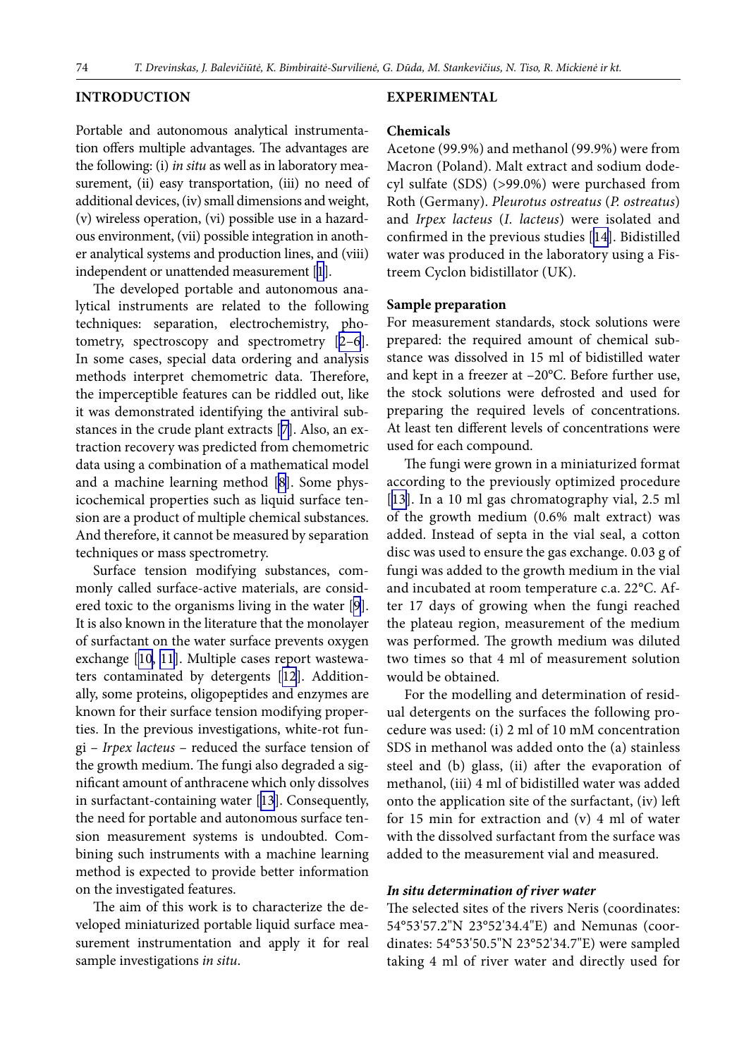## INTRODUCTION

Portable and autonomous analytical instrumentation offers multiple advantages. The advantages are the following: (i) *in situ* as well as in laboratory measurement, (ii) easy transportation, (iii) no need of additional devices, (iv) small dimensions and weight, (v) wireless operation, (vi) possible use in a hazardous environment, (vii) possible integration in another analytical systems and production lines, and (viii) independent or unattended measurement [1].

The developed portable and autonomous analytical instruments are related to the following techniques: separation, electrochemistry, photometry, spectroscopy and spectrometry [2–6]. In some cases, special data ordering and analysis methods interpret chemometric data. Therefore, the imperceptible features can be riddled out, like it was demonstrated identifying the antiviral substances in the crude plant extracts [7]. Also, an extraction recovery was predicted from chemometric data using a combination of a mathematical model and a machine learning method [8]. Some physicochemical properties such as liquid surface tension are a product of multiple chemical substances. And therefore, it cannot be measured by separation techniques or mass spectrometry.

Surface tension modifying substances, commonly called surface-active materials, are considered toxic to the organisms living in the water [9]. It is also known in the literature that the monolayer of surfactant on the water surface prevents oxygen exchange [10, 11]. Multiple cases report wastewaters contaminated by detergents [12]. Additionally, some proteins, oligopeptides and enzymes are known for their surface tension modifying properties. In the previous investigations, white-rot fungi – *Irpex lacteus* – reduced the surface tension of the growth medium. The fungi also degraded a significant amount of anthracene which only dissolves in surfactant-containing water [13]. Consequently, the need for portable and autonomous surface tension measurement systems is undoubted. Combining such instruments with a machine learning method is expected to provide better information on the investigated features.

The aim of this work is to characterize the developed miniaturized portable liquid surface measurement instrumentation and apply it for real sample investigations *in situ*.

## EXPERIMENTAL

### Chemicals

Acetone (99.9%) and methanol (99.9%) were from Macron (Poland). Malt extract and sodium dodecyl sulfate (SDS) (>99.0%) were purchased from Roth (Germany). *Pleurotus ostreatus* (*P. ostreatus*) and *Irpex lacteus* (*I. lacteus*) were isolated and confirmed in the previous studies [14]. Bidistilled water was produced in the laboratory using a Fistreem Cyclon bidistillator (UK).

### Sample preparation

For measurement standards, stock solutions were prepared: the required amount of chemical substance was dissolved in 15 ml of bidistilled water and kept in a freezer at –20°C. Before further use, the stock solutions were defrosted and used for preparing the required levels of concentrations. At least ten different levels of concentrations were used for each compound.

The fungi were grown in a miniaturized format according to the previously optimized procedure [13]. In a 10 ml gas chromatography vial, 2.5 ml of the growth medium (0.6% malt extract) was added. Instead of septa in the vial seal, a cotton disc was used to ensure the gas exchange. 0.03 g of fungi was added to the growth medium in the vial and incubated at room temperature c.a. 22°C. After 17 days of growing when the fungi reached the plateau region, measurement of the medium was performed. The growth medium was diluted two times so that 4 ml of measurement solution would be obtained.

For the modelling and determination of residual detergents on the surfaces the following procedure was used: (i) 2 ml of 10 mM concentration SDS in methanol was added onto the (a) stainless steel and (b) glass, (ii) after the evaporation of methanol, (iii) 4 ml of bidistilled water was added onto the application site of the surfactant, (iv) left for 15 min for extraction and (v) 4 ml of water with the dissolved surfactant from the surface was added to the measurement vial and measured.

### *In situ determination of river water*

The selected sites of the rivers Neris (coordinates: 54°53'57.2"N 23°52'34.4"E) and Nemunas (coordinates: 54°53'50.5"N 23°52'34.7"E) were sampled taking 4 ml of river water and directly used for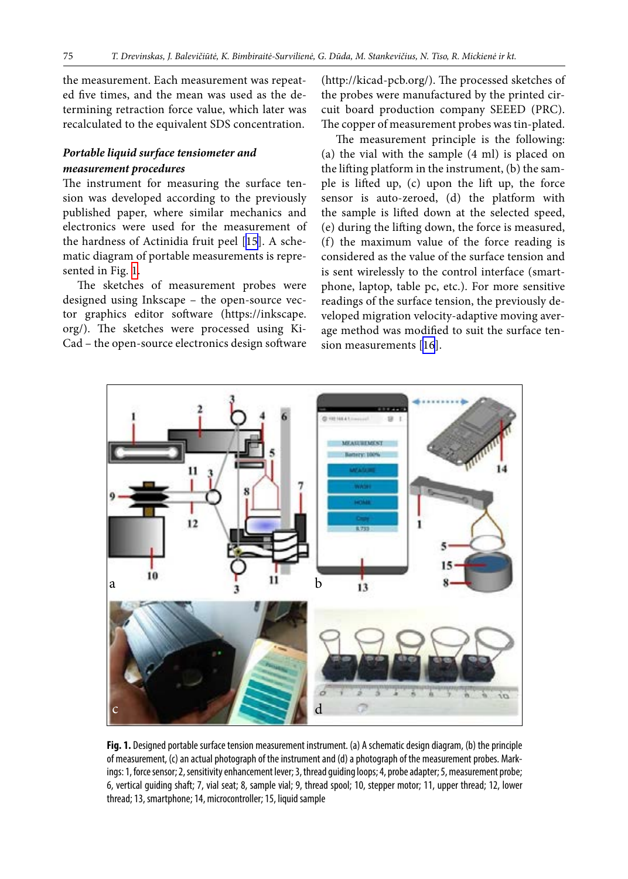the measurement. Each measurement was repeated five times, and the mean was used as the determining retraction force value, which later was recalculated to the equivalent SDS concentration.

***Portable liquid surface tensiometer and measurement procedures***

The instrument for measuring the surface tension was developed according to the previously published paper, where similar mechanics and electronics were used for the measurement of the hardness of Actinidia fruit peel [15]. A schematic diagram of portable measurements is represented in Fig. 1.

The sketches of measurement probes were designed using Inkscape – the open-source vector graphics editor software (https://inkscape.org/). The sketches were processed using KiCad – the open-source electronics design software (http://kicad-pcb.org/). The processed sketches of the probes were manufactured by the printed circuit board production company SEEED (PRC). The copper of measurement probes was tin-plated.

The measurement principle is the following: (a) the vial with the sample (4 ml) is placed on the lifting platform in the instrument, (b) the sample is lifted up, (c) upon the lift up, the force sensor is auto-zeroed, (d) the platform with the sample is lifted down at the selected speed, (e) during the lifting down, the force is measured, (f) the maximum value of the force reading is considered as the value of the surface tension and is sent wirelessly to the control interface (smartphone, laptop, table pc, etc.). For more sensitive readings of the surface tension, the previously developed migration velocity-adaptive moving average method was modified to suit the surface tension measurements [16].

**Fig. 1.** Designed portable surface tension measurement instrument. (a) A schematic design diagram, (b) the principle of measurement, (c) an actual photograph of the instrument and (d) a photograph of the measurement probes. Markings: 1, force sensor; 2, sensitivity enhancement lever; 3, thread guiding loops; 4, probe adapter; 5, measurement probe; 6, vertical guiding shaft; 7, vial seat; 8, sample vial; 9, thread spool; 10, stepper motor; 11, upper thread; 12, lower thread; 13, smartphone; 14, microcontroller; 15, liquid sample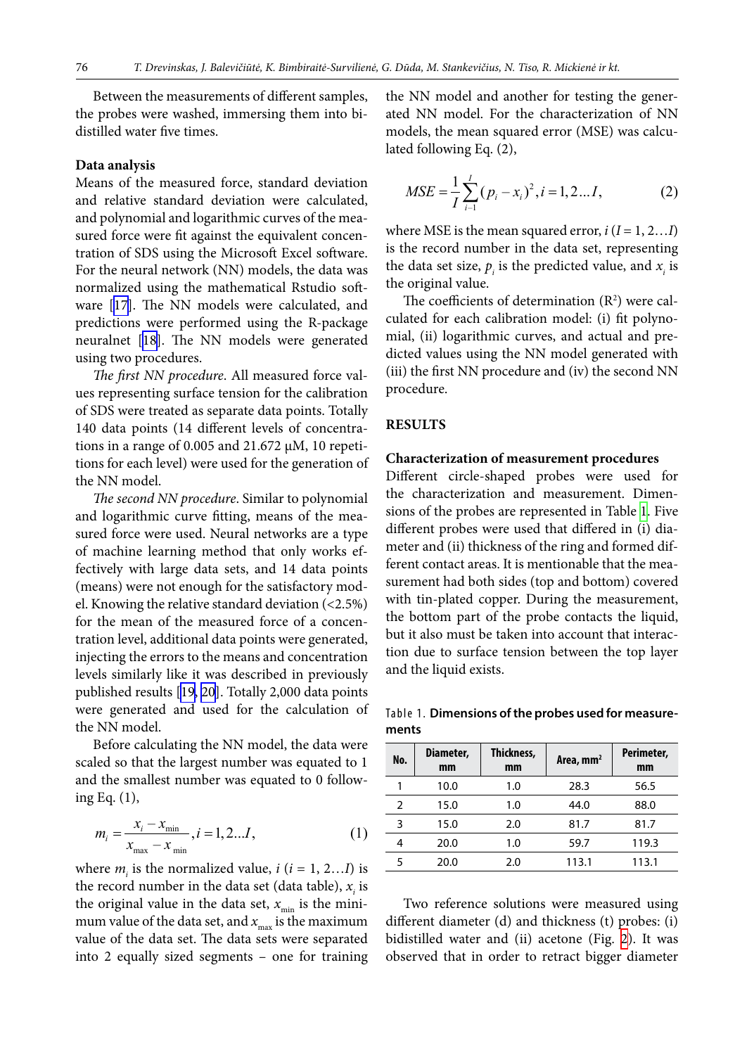Between the measurements of different samples, the probes were washed, immersing them into bidistilled water five times.

**Data analysis**

Means of the measured force, standard deviation and relative standard deviation were calculated, and polynomial and logarithmic curves of the measured force were fit against the equivalent concentration of SDS using the Microsoft Excel software. For the neural network (NN) models, the data was normalized using the mathematical Rstudio software [17]. The NN models were calculated, and predictions were performed using the R-package neuralnet [18]. The NN models were generated using two procedures.

*The first NN procedure*. All measured force values representing surface tension for the calibration of SDS were treated as separate data points. Totally 140 data points (14 different levels of concentrations in a range of 0.005 and 21.672 µM, 10 repetitions for each level) were used for the generation of the NN model.

*The second NN procedure*. Similar to polynomial and logarithmic curve fitting, means of the measured force were used. Neural networks are a type of machine learning method that only works effectively with large data sets, and 14 data points (means) were not enough for the satisfactory model. Knowing the relative standard deviation (<2.5%) for the mean of the measured force of a concentration level, additional data points were generated, injecting the errors to the means and concentration levels similarly like it was described in previously published results [19, 20]. Totally 2,000 data points were generated and used for the calculation of the NN model.

Before calculating the NN model, the data were scaled so that the largest number was equated to 1 and the smallest number was equated to 0 following Eq. (1),

$$m_i = \frac{x_i - x_{\min}}{x_{\max} - x_{\min}}, i = 1, 2 \ldots I, \tag{1}$$

where $m_i$ is the normalized value, $i$ ($i$ = 1, 2…$I$) is the record number in the data set (data table), $x_i$ is the original value in the data set, $x_{\min}$ is the minimum value of the data set, and $x_{\max}$ is the maximum value of the data set. The data sets were separated into 2 equally sized segments – one for training the NN model and another for testing the generated NN model. For the characterization of NN models, the mean squared error (MSE) was calculated following Eq. (2),

$$MSE = \frac{1}{I}\sum_{i=1}^{I}(p_i - x_i)^2, i = 1, 2 \ldots I, \tag{2}$$

where MSE is the mean squared error, $i$ ($I$ = 1, 2…$I$) is the record number in the data set, representing the data set size, $p_i$ is the predicted value, and $x_i$ is the original value.

The coefficients of determination ($R^2$) were calculated for each calibration model: (i) fit polynomial, (ii) logarithmic curves, and actual and predicted values using the NN model generated with (iii) the first NN procedure and (iv) the second NN procedure.

## RESULTS

### Characterization of measurement procedures

Different circle-shaped probes were used for the characterization and measurement. Dimensions of the probes are represented in Table 1. Five different probes were used that differed in (i) diameter and (ii) thickness of the ring and formed different contact areas. It is mentionable that the measurement had both sides (top and bottom) covered with tin-plated copper. During the measurement, the bottom part of the probe contacts the liquid, but it also must be taken into account that interaction due to surface tension between the top layer and the liquid exists.

Table 1. **Dimensions of the probes used for measurements**

| No. | Diameter, mm | Thickness, mm | Area, mm$^2$ | Perimeter, mm |
|---|---|---|---|---|
| 1 | 10.0 | 1.0 | 28.3 | 56.5 |
| 2 | 15.0 | 1.0 | 44.0 | 88.0 |
| 3 | 15.0 | 2.0 | 81.7 | 81.7 |
| 4 | 20.0 | 1.0 | 59.7 | 119.3 |
| 5 | 20.0 | 2.0 | 113.1 | 113.1 |

Two reference solutions were measured using different diameter (d) and thickness (t) probes: (i) bidistilled water and (ii) acetone (Fig. 2). It was observed that in order to retract bigger diameter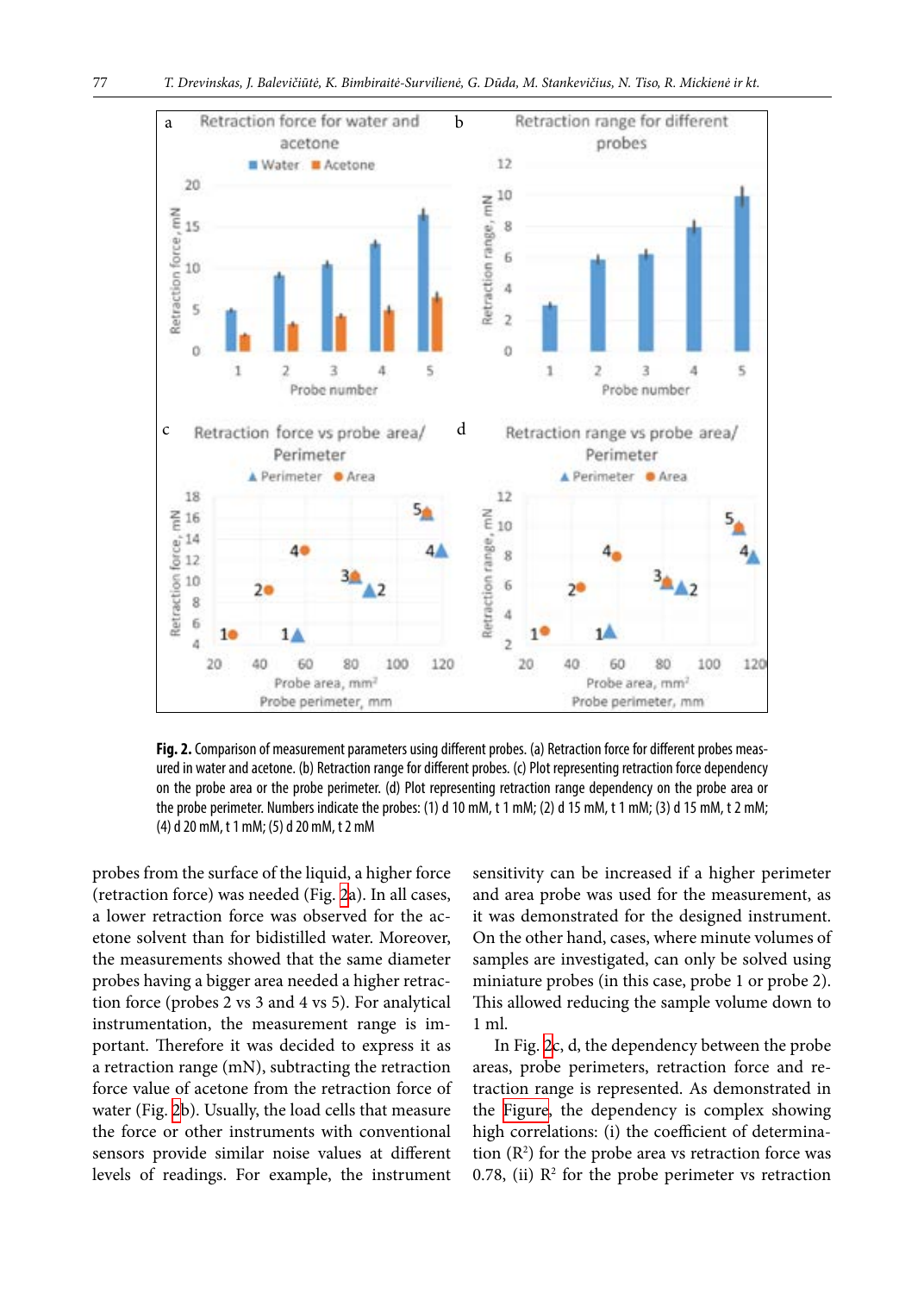**Fig. 2.** Comparison of measurement parameters using different probes. (a) Retraction force for different probes measured in water and acetone. (b) Retraction range for different probes. (c) Plot representing retraction force dependency on the probe area or the probe perimeter. (d) Plot representing retraction range dependency on the probe area or the probe perimeter. Numbers indicate the probes: (1) d 10 mM, t 1 mM; (2) d 15 mM, t 1 mM; (3) d 15 mM, t 2 mM; (4) d 20 mM, t 1 mM; (5) d 20 mM, t 2 mM

probes from the surface of the liquid, a higher force (retraction force) was needed (Fig. 2a). In all cases, a lower retraction force was observed for the acetone solvent than for bidistilled water. Moreover, the measurements showed that the same diameter probes having a bigger area needed a higher retraction force (probes 2 vs 3 and 4 vs 5). For analytical instrumentation, the measurement range is important. Therefore it was decided to express it as a retraction range (mN), subtracting the retraction force value of acetone from the retraction force of water (Fig. 2b). Usually, the load cells that measure the force or other instruments with conventional sensors provide similar noise values at different levels of readings. For example, the instrument sensitivity can be increased if a higher perimeter and area probe was used for the measurement, as it was demonstrated for the designed instrument. On the other hand, cases, where minute volumes of samples are investigated, can only be solved using miniature probes (in this case, probe 1 or probe 2). This allowed reducing the sample volume down to 1 ml.

In Fig. 2c, d, the dependency between the probe areas, probe perimeters, retraction force and retraction range is represented. As demonstrated in the Figure, the dependency is complex showing high correlations: (i) the coefficient of determination ($R^2$) for the probe area vs retraction force was 0.78, (ii) $R^2$ for the probe perimeter vs retraction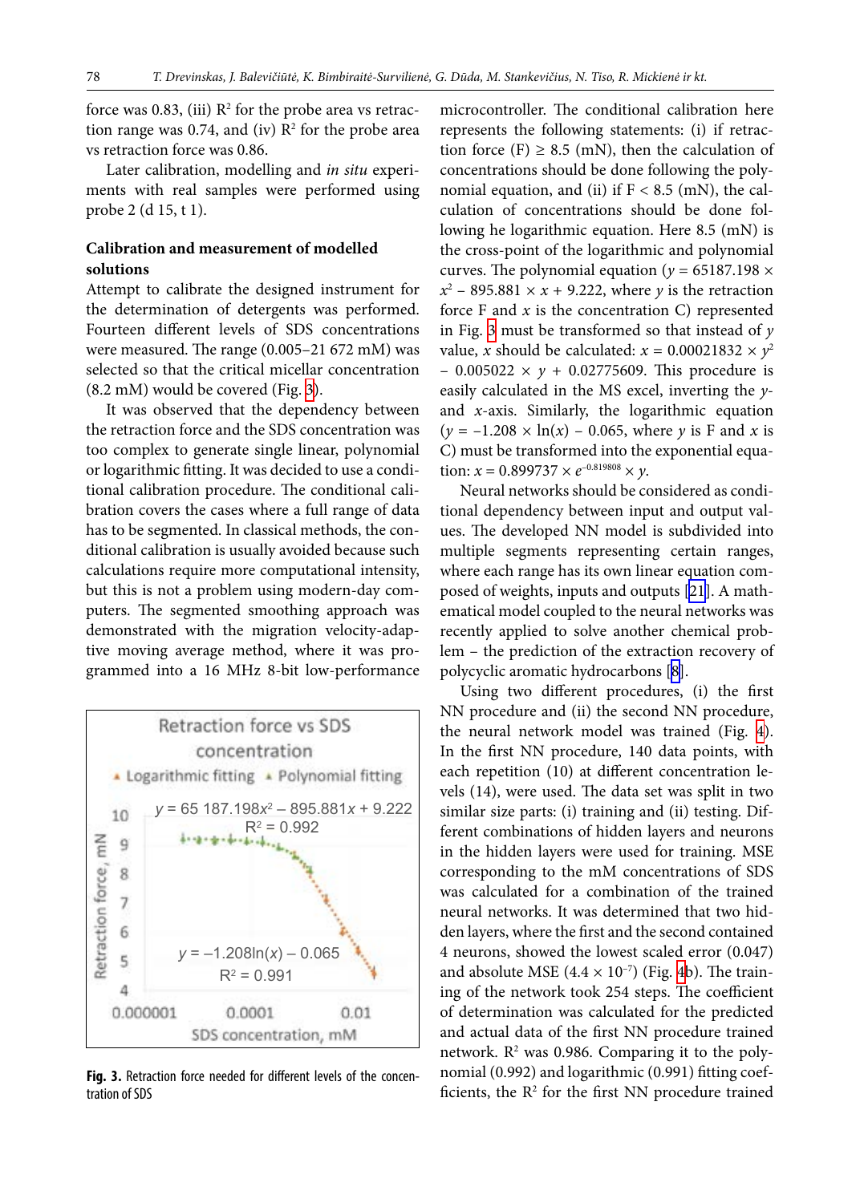force was 0.83, (iii) $R^2$ for the probe area vs retraction range was 0.74, and (iv) $R^2$ for the probe area vs retraction force was 0.86.

Later calibration, modelling and *in situ* experiments with real samples were performed using probe 2 (d 15, t 1).

**Calibration and measurement of modelled solutions**

Attempt to calibrate the designed instrument for the determination of detergents was performed. Fourteen different levels of SDS concentrations were measured. The range (0.005–21 672 mM) was selected so that the critical micellar concentration (8.2 mM) would be covered (Fig. 3).

It was observed that the dependency between the retraction force and the SDS concentration was too complex to generate single linear, polynomial or logarithmic fitting. It was decided to use a conditional calibration procedure. The conditional calibration covers the cases where a full range of data has to be segmented. In classical methods, the conditional calibration is usually avoided because such calculations require more computational intensity, but this is not a problem using modern-day computers. The segmented smoothing approach was demonstrated with the migration velocity-adaptive moving average method, where it was programmed into a 16 MHz 8-bit low-performance microcontroller. The conditional calibration here represents the following statements: (i) if retraction force (F) ≥ 8.5 (mN), then the calculation of concentrations should be done following the polynomial equation, and (ii) if F < 8.5 (mN), the calculation of concentrations should be done following he logarithmic equation. Here 8.5 (mN) is the cross-point of the logarithmic and polynomial curves. The polynomial equation ($y = 65187.198 \times x^2 - 895.881 \times x + 9.222$, where $y$ is the retraction force F and $x$ is the concentration C) represented in Fig. 3 must be transformed so that instead of $y$ value, $x$ should be calculated: $x = 0.00021832 \times y^2 - 0.005022 \times y + 0.02775609$. This procedure is easily calculated in the MS excel, inverting the $y$- and $x$-axis. Similarly, the logarithmic equation ($y = -1.208 \times \ln(x) - 0.065$, where $y$ is F and $x$ is C) must be transformed into the exponential equation: $x = 0.899737 \times e^{-0.819808} \times y$.

Neural networks should be considered as conditional dependency between input and output values. The developed NN model is subdivided into multiple segments representing certain ranges, where each range has its own linear equation composed of weights, inputs and outputs [21]. A mathematical model coupled to the neural networks was recently applied to solve another chemical problem – the prediction of the extraction recovery of polycyclic aromatic hydrocarbons [8].

Using two different procedures, (i) the first NN procedure and (ii) the second NN procedure, the neural network model was trained (Fig. 4). In the first NN procedure, 140 data points, with each repetition (10) at different concentration levels (14), were used. The data set was split in two similar size parts: (i) training and (ii) testing. Different combinations of hidden layers and neurons in the hidden layers were used for training. MSE corresponding to the mM concentrations of SDS was calculated for a combination of the trained neural networks. It was determined that two hidden layers, where the first and the second contained 4 neurons, showed the lowest scaled error (0.047) and absolute MSE ($4.4 \times 10^{-7}$) (Fig. 4b). The training of the network took 254 steps. The coefficient of determination was calculated for the predicted and actual data of the first NN procedure trained network. $R^2$ was 0.986. Comparing it to the polynomial (0.992) and logarithmic (0.991) fitting coefficients, the $R^2$ for the first NN procedure trained

**Fig. 3.** Retraction force needed for different levels of the concentration of SDS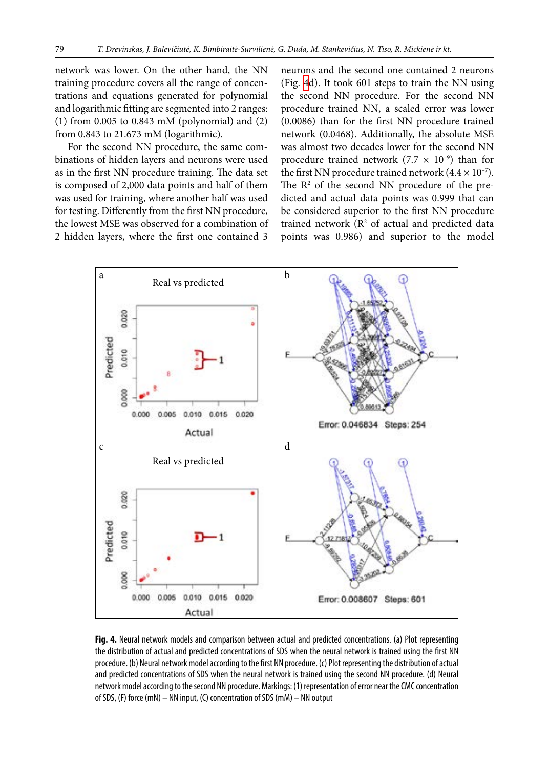network was lower. On the other hand, the NN training procedure covers all the range of concentrations and equations generated for polynomial and logarithmic fitting are segmented into 2 ranges: (1) from 0.005 to 0.843 mM (polynomial) and (2) from 0.843 to 21.673 mM (logarithmic).

For the second NN procedure, the same combinations of hidden layers and neurons were used as in the first NN procedure training. The data set is composed of 2,000 data points and half of them was used for training, where another half was used for testing. Differently from the first NN procedure, the lowest MSE was observed for a combination of 2 hidden layers, where the first one contained 3 neurons and the second one contained 2 neurons (Fig. 4d). It took 601 steps to train the NN using the second NN procedure. For the second NN procedure trained NN, a scaled error was lower (0.0086) than for the first NN procedure trained network (0.0468). Additionally, the absolute MSE was almost two decades lower for the second NN procedure trained network ($7.7 \times 10^{-9}$) than for the first NN procedure trained network ($4.4 \times 10^{-7}$). The $R^2$ of the second NN procedure of the predicted and actual data points was 0.999 that can be considered superior to the first NN procedure trained network ($R^2$ of actual and predicted data points was 0.986) and superior to the model

**Fig. 4.** Neural network models and comparison between actual and predicted concentrations. (a) Plot representing the distribution of actual and predicted concentrations of SDS when the neural network is trained using the first NN procedure. (b) Neural network model according to the first NN procedure. (c) Plot representing the distribution of actual and predicted concentrations of SDS when the neural network is trained using the second NN procedure. (d) Neural network model according to the second NN procedure. Markings: (1) representation of error near the CMC concentration of SDS, (F) force (mN) – NN input, (C) concentration of SDS (mM) – NN output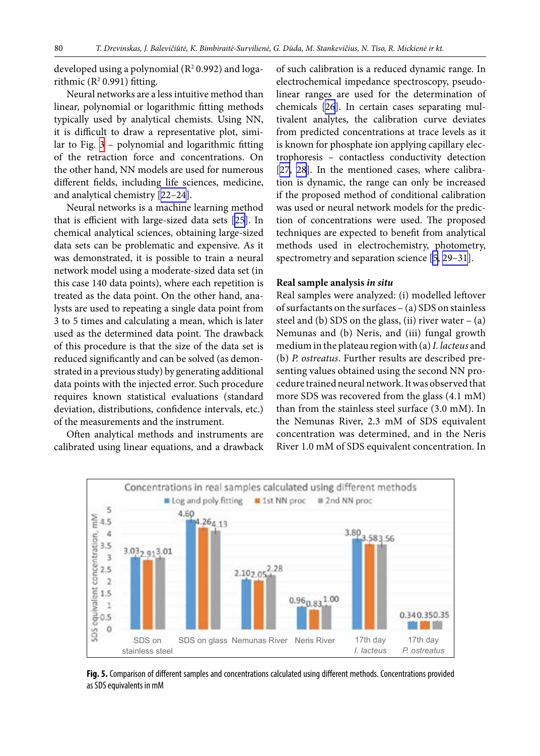developed using a polynomial ($R^2$ 0.992) and logarithmic ($R^2$ 0.991) fitting.

Neural networks are a less intuitive method than linear, polynomial or logarithmic fitting methods typically used by analytical chemists. Using NN, it is difficult to draw a representative plot, similar to Fig. 3 – polynomial and logarithmic fitting of the retraction force and concentrations. On the other hand, NN models are used for numerous different fields, including life sciences, medicine, and analytical chemistry [22–24].

Neural networks is a machine learning method that is efficient with large-sized data sets [25]. In chemical analytical sciences, obtaining large-sized data sets can be problematic and expensive. As it was demonstrated, it is possible to train a neural network model using a moderate-sized data set (in this case 140 data points), where each repetition is treated as the data point. On the other hand, analysts are used to repeating a single data point from 3 to 5 times and calculating a mean, which is later used as the determined data point. The drawback of this procedure is that the size of the data set is reduced significantly and can be solved (as demonstrated in a previous study) by generating additional data points with the injected error. Such procedure requires known statistical evaluations (standard deviation, distributions, confidence intervals, etc.) of the measurements and the instrument.

Often analytical methods and instruments are calibrated using linear equations, and a drawback of such calibration is a reduced dynamic range. In electrochemical impedance spectroscopy, pseudo-linear ranges are used for the determination of chemicals [26]. In certain cases separating multivalent analytes, the calibration curve deviates from predicted concentrations at trace levels as it is known for phosphate ion applying capillary electrophoresis – contactless conductivity detection [27, 28]. In the mentioned cases, where calibration is dynamic, the range can only be increased if the proposed method of conditional calibration was used or neural network models for the prediction of concentrations were used. The proposed techniques are expected to benefit from analytical methods used in electrochemistry, photometry, spectrometry and separation science [5, 29–31].

**Real sample analysis *in situ***

Real samples were analyzed: (i) modelled leftover of surfactants on the surfaces – (a) SDS on stainless steel and (b) SDS on the glass, (ii) river water – (a) Nemunas and (b) Neris, and (iii) fungal growth medium in the plateau region with (a) *I. lacteus* and (b) *P. ostreatus*. Further results are described presenting values obtained using the second NN procedure trained neural network. It was observed that more SDS was recovered from the glass (4.1 mM) than from the stainless steel surface (3.0 mM). In the Nemunas River, 2.3 mM of SDS equivalent concentration was determined, and in the Neris River 1.0 mM of SDS equivalent concentration. In

**Fig. 5.** Comparison of different samples and concentrations calculated using different methods. Concentrations provided as SDS equivalents in mM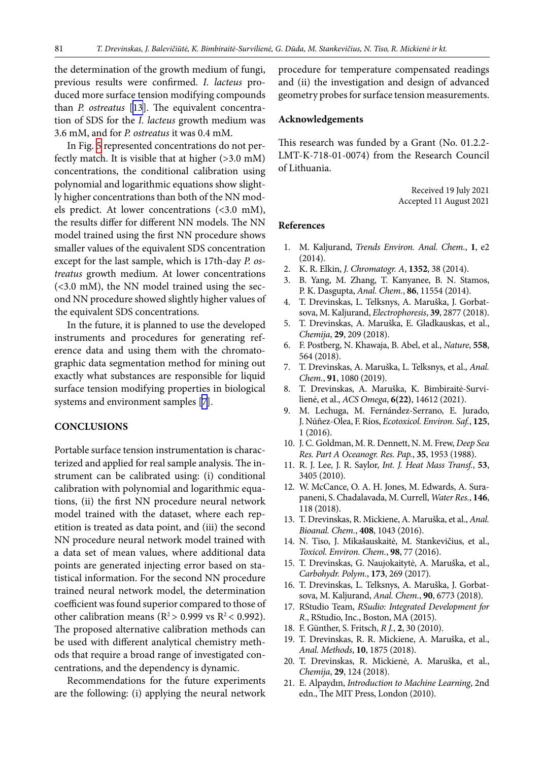the determination of the growth medium of fungi, previous results were confirmed. *I. lacteus* produced more surface tension modifying compounds than *P. ostreatus* [13]. The equivalent concentration of SDS for the *I. lacteus* growth medium was 3.6 mM, and for *P. ostreatus* it was 0.4 mM.

In Fig. 5 represented concentrations do not perfectly match. It is visible that at higher (>3.0 mM) concentrations, the conditional calibration using polynomial and logarithmic equations show slightly higher concentrations than both of the NN models predict. At lower concentrations (<3.0 mM), the results differ for different NN models. The NN model trained using the first NN procedure shows smaller values of the equivalent SDS concentration except for the last sample, which is 17th-day *P. ostreatus* growth medium. At lower concentrations (<3.0 mM), the NN model trained using the second NN procedure showed slightly higher values of the equivalent SDS concentrations.

In the future, it is planned to use the developed instruments and procedures for generating reference data and using them with the chromatographic data segmentation method for mining out exactly what substances are responsible for liquid surface tension modifying properties in biological systems and environment samples [7].

## CONCLUSIONS

Portable surface tension instrumentation is characterized and applied for real sample analysis. The instrument can be calibrated using: (i) conditional calibration with polynomial and logarithmic equations, (ii) the first NN procedure neural network model trained with the dataset, where each repetition is treated as data point, and (iii) the second NN procedure neural network model trained with a data set of mean values, where additional data points are generated injecting error based on statistical information. For the second NN procedure trained neural network model, the determination coefficient was found superior compared to those of other calibration means ($R^2 > 0.999$ vs $R^2 < 0.992$). The proposed alternative calibration methods can be used with different analytical chemistry methods that require a broad range of investigated concentrations, and the dependency is dynamic.

Recommendations for the future experiments are the following: (i) applying the neural network procedure for temperature compensated readings and (ii) the investigation and design of advanced geometry probes for surface tension measurements.

## Acknowledgements

This research was funded by a Grant (No. 01.2.2-LMT-K-718-01-0074) from the Research Council of Lithuania.

Received 19 July 2021
Accepted 11 August 2021

## References

1. M. Kaljurand, *Trends Environ. Anal. Chem.*, **1**, e2 (2014).
2. K. R. Elkin, *J. Chromatogr. A*, **1352**, 38 (2014).
3. B. Yang, M. Zhang, T. Kanyanee, B. N. Stamos, P. K. Dasgupta, *Anal. Chem.*, **86**, 11554 (2014).
4. T. Drevinskas, L. Telksnys, A. Maruška, J. Gorbatsova, M. Kaljurand, *Electrophoresis*, **39**, 2877 (2018).
5. T. Drevinskas, A. Maruška, E. Gladkauskas, et al., *Chemija*, **29**, 209 (2018).
6. F. Postberg, N. Khawaja, B. Abel, et al., *Nature*, **558**, 564 (2018).
7. T. Drevinskas, A. Maruška, L. Telksnys, et al., *Anal. Chem.*, **91**, 1080 (2019).
8. T. Drevinskas, A. Maruška, K. Bimbiraitė-Survilienė, et al., *ACS Omega*, **6(22)**, 14612 (2021).
9. M. Lechuga, M. Fernández-Serrano, E. Jurado, J. Núñez-Olea, F. Ríos, *Ecotoxicol. Environ. Saf.*, **125**, 1 (2016).
10. J. C. Goldman, M. R. Dennett, N. M. Frew, *Deep Sea Res. Part A Oceanogr. Res. Pap.*, **35**, 1953 (1988).
11. R. J. Lee, J. R. Saylor, *Int. J. Heat Mass Transf.*, **53**, 3405 (2010).
12. W. McCance, O. A. H. Jones, M. Edwards, A. Surapaneni, S. Chadalavada, M. Currell, *Water Res.*, **146**, 118 (2018).
13. T. Drevinskas, R. Mickiene, A. Maruška, et al., *Anal. Bioanal. Chem.*, **408**, 1043 (2016).
14. N. Tiso, J. Mikašauskaitė, M. Stankevičius, et al., *Toxicol. Environ. Chem.*, **98**, 77 (2016).
15. T. Drevinskas, G. Naujokaitytė, A. Maruška, et al., *Carbohydr. Polym.*, **173**, 269 (2017).
16. T. Drevinskas, L. Telksnys, A. Maruška, J. Gorbatsova, M. Kaljurand, *Anal. Chem.*, **90**, 6773 (2018).
17. RStudio Team, *RSudio: Integrated Development for R.*, RStudio, Inc., Boston, MA (2015).
18. F. Günther, S. Fritsch, *R J.*, **2**, 30 (2010).
19. T. Drevinskas, R. R. Mickiene, A. Maruška, et al., *Anal. Methods*, **10**, 1875 (2018).
20. T. Drevinskas, R. Mickienė, A. Maruška, et al., *Chemija*, **29**, 124 (2018).
21. E. Alpaydın, *Introduction to Machine Learning*, 2nd edn., The MIT Press, London (2010).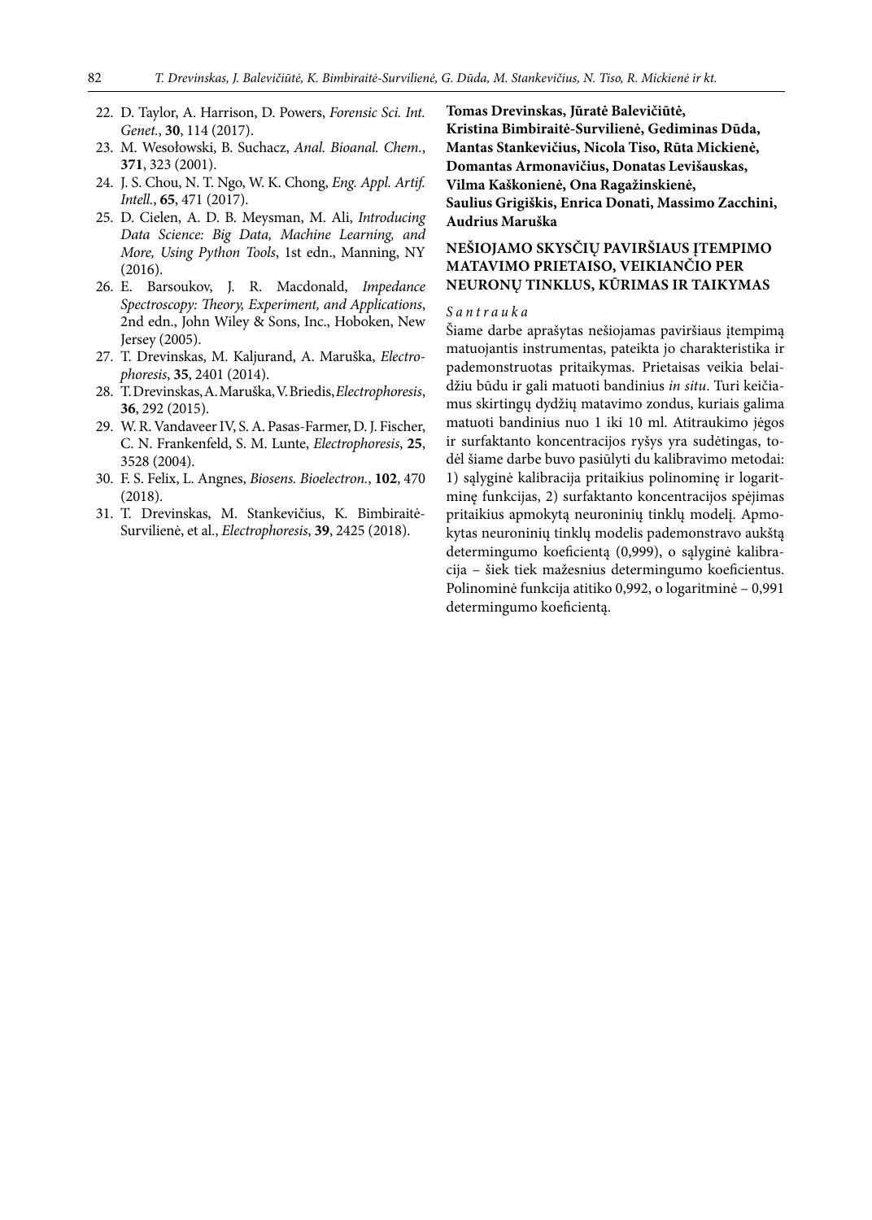22. D. Taylor, A. Harrison, D. Powers, *Forensic Sci. Int. Genet.*, **30**, 114 (2017).
23. M. Wesołowski, B. Suchacz, *Anal. Bioanal. Chem.*, **371**, 323 (2001).
24. J. S. Chou, N. T. Ngo, W. K. Chong, *Eng. Appl. Artif. Intell.*, **65**, 471 (2017).
25. D. Cielen, A. D. B. Meysman, M. Ali, *Introducing Data Science: Big Data, Machine Learning, and More, Using Python Tools*, 1st edn., Manning, NY (2016).
26. E. Barsoukov, J. R. Macdonald, *Impedance Spectroscopy: Theory, Experiment, and Applications*, 2nd edn., John Wiley & Sons, Inc., Hoboken, New Jersey (2005).
27. T. Drevinskas, M. Kaljurand, A. Maruška, *Electrophoresis*, **35**, 2401 (2014).
28. T. Drevinskas, A. Maruška, V. Briedis, *Electrophoresis*, **36**, 292 (2015).
29. W. R. Vandaveer IV, S. A. Pasas-Farmer, D. J. Fischer, C. N. Frankenfeld, S. M. Lunte, *Electrophoresis*, **25**, 3528 (2004).
30. F. S. Felix, L. Angnes, *Biosens. Bioelectron.*, **102**, 470 (2018).
31. T. Drevinskas, M. Stankevičius, K. Bimbiraitė-Survilienė, et al., *Electrophoresis*, **39**, 2425 (2018).

**Tomas Drevinskas, Jūratė Balevičiūtė, Kristina Bimbiraitė-Survilienė, Gediminas Dūda, Mantas Stankevičius, Nicola Tiso, Rūta Mickienė, Domantas Armonavičius, Donatas Levišauskas, Vilma Kaškonienė, Ona Ragažinskienė, Saulius Grigiškis, Enrica Donati, Massimo Zacchini, Audrius Maruška**

## NEŠIOJAMO SKYSČIŲ PAVIRŠIAUS ĮTEMPIMO MATAVIMO PRIETAISO, VEIKIANČIO PER NEURONŲ TINKLUS, KŪRIMAS IR TAIKYMAS

*Santrauka*

Šiame darbe aprašytas nešiojamas paviršiaus įtempimą matuojantis instrumentas, pateikta jo charakteristika ir pademonstruotas pritaikymas. Prietaisas veikia belaidžiu būdu ir gali matuoti bandinius *in situ*. Turi keičiamus skirtingų dydžių matavimo zondus, kuriais galima matuoti bandinius nuo 1 iki 10 ml. Atitraukimo jėgos ir surfaktanto koncentracijos ryšys yra sudėtingas, todėl šiame darbe buvo pasiūlyti du kalibravimo metodai: 1) sąlyginė kalibracija pritaikius polinominę ir logaritminę funkcijas, 2) surfaktanto koncentracijos spėjimas pritaikius apmokytą neuroninių tinklų modelį. Apmokytas neuroninių tinklų modelis pademonstravo aukštą determingumo koeficientą (0,999), o sąlyginė kalibracija – šiek tiek mažesnius determingumo koeficientus. Polinominė funkcija atitiko 0,992, o logaritminė – 0,991 determingumo koeficientą.